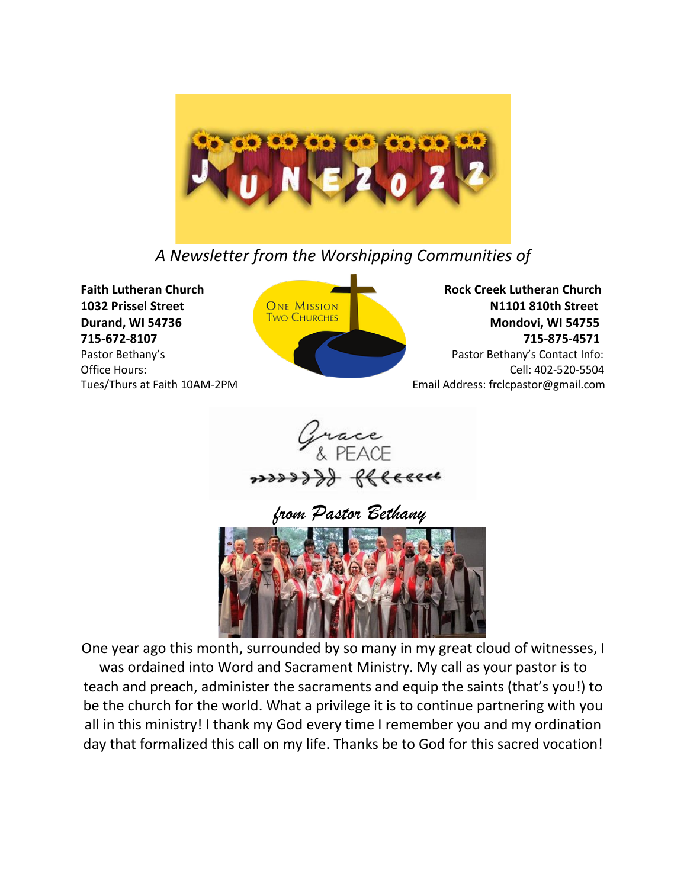# JUNE 2022

*A Newsletter from the Worshipping Communities of*

**Faith Lutheran Church**
**1032 Prissel Street**
**Durand, WI 54736**
**715-672-8107**
Pastor Bethany's
Office Hours:
Tues/Thurs at Faith 10AM-2PM

ONE MISSION
TWO CHURCHES

**Rock Creek Lutheran Church**
**N1101 810th Street**
**Mondovi, WI 54755**
**715-875-4571**
Pastor Bethany's Contact Info:
Cell: 402-520-5504
Email Address: frclcpastor@gmail.com

## Grace & PEACE

*from Pastor Bethany*

One year ago this month, surrounded by so many in my great cloud of witnesses, I was ordained into Word and Sacrament Ministry. My call as your pastor is to teach and preach, administer the sacraments and equip the saints (that's you!) to be the church for the world. What a privilege it is to continue partnering with you all in this ministry! I thank my God every time I remember you and my ordination day that formalized this call on my life. Thanks be to God for this sacred vocation!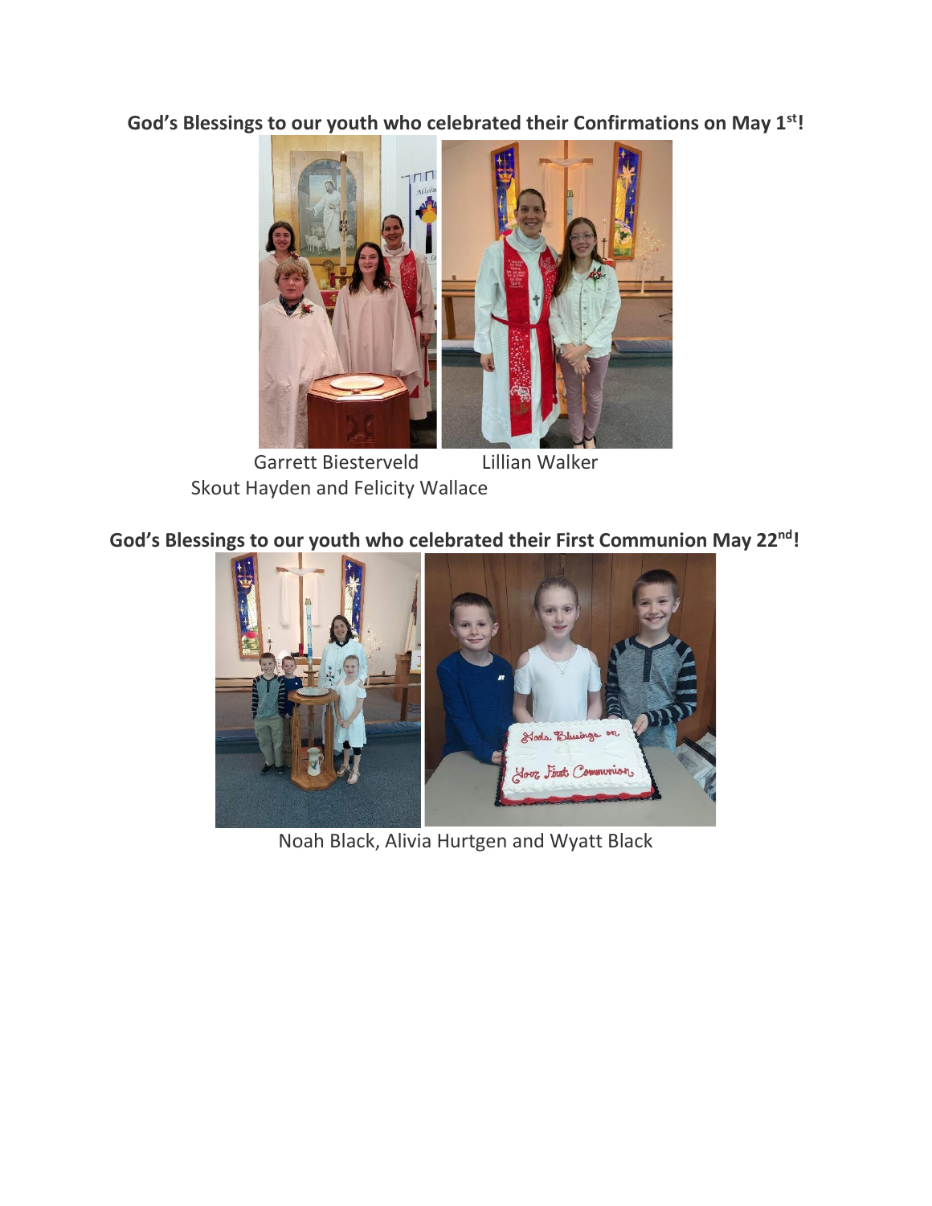**God's Blessings to our youth who celebrated their Confirmations on May 1st!**

Garrett Biesterveld　　　　Lillian Walker

Skout Hayden and Felicity Wallace

**God's Blessings to our youth who celebrated their First Communion May 22nd!**

Noah Black, Alivia Hurtgen and Wyatt Black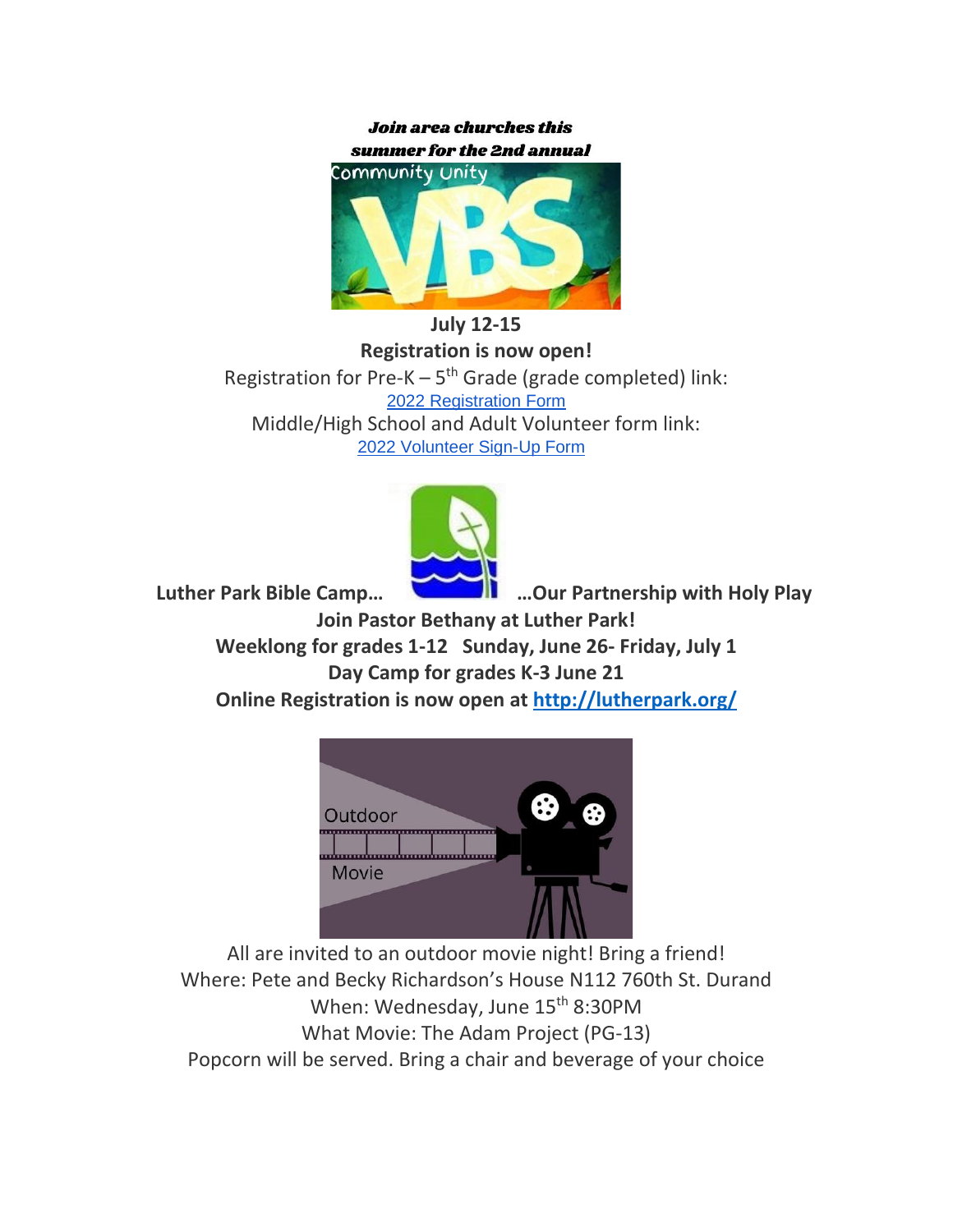***Join area churches this summer for the 2nd annual***

Community Unity

VBS

**July 12-15**

**Registration is now open!**

Registration for Pre-K – 5th Grade (grade completed) link:

2022 Registration Form

Middle/High School and Adult Volunteer form link:

2022 Volunteer Sign-Up Form

**Luther Park Bible Camp… …Our Partnership with Holy Play**

**Join Pastor Bethany at Luther Park!**

**Weeklong for grades 1-12 Sunday, June 26- Friday, July 1**

**Day Camp for grades K-3 June 21**

**Online Registration is now open at http://lutherpark.org/**

Outdoor Movie

All are invited to an outdoor movie night! Bring a friend!

Where: Pete and Becky Richardson's House N112 760th St. Durand

When: Wednesday, June 15th 8:30PM

What Movie: The Adam Project (PG-13)

Popcorn will be served. Bring a chair and beverage of your choice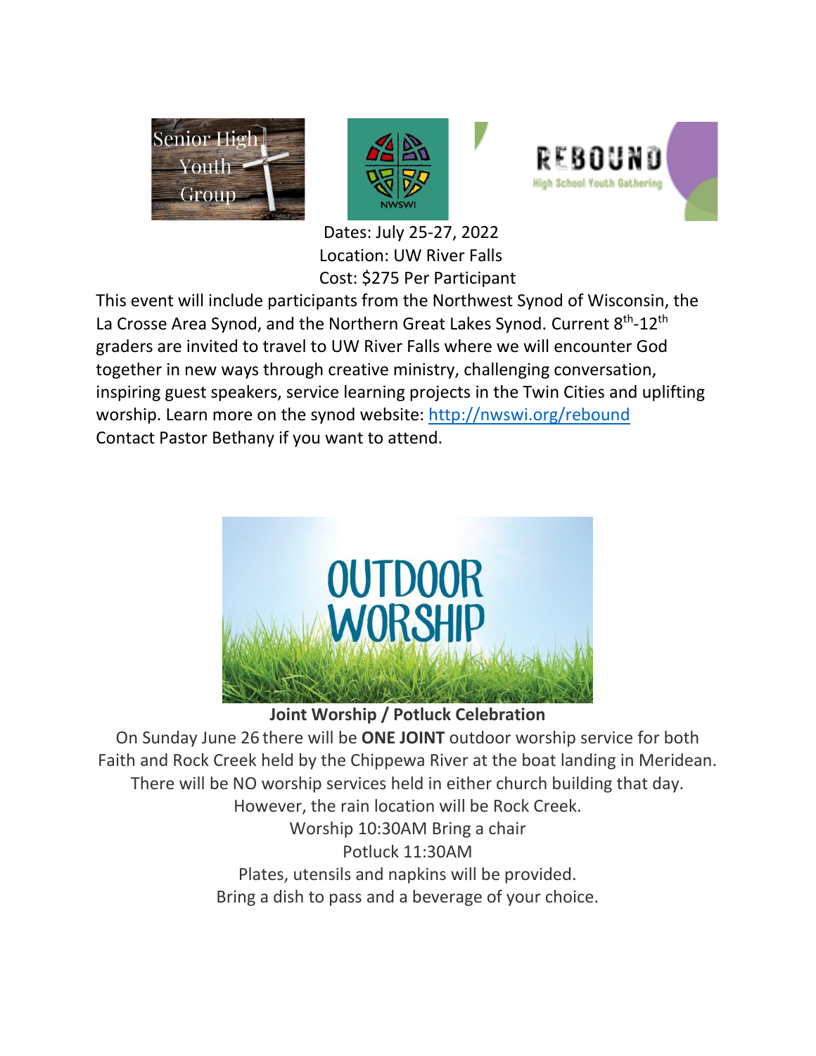Dates: July 25-27, 2022
Location: UW River Falls
Cost: $275 Per Participant

This event will include participants from the Northwest Synod of Wisconsin, the La Crosse Area Synod, and the Northern Great Lakes Synod. Current 8th-12th graders are invited to travel to UW River Falls where we will encounter God together in new ways through creative ministry, challenging conversation, inspiring guest speakers, service learning projects in the Twin Cities and uplifting worship. Learn more on the synod website: http://nwswi.org/rebound
Contact Pastor Bethany if you want to attend.

**Joint Worship / Potluck Celebration**

On Sunday June 26 there will be **ONE JOINT** outdoor worship service for both Faith and Rock Creek held by the Chippewa River at the boat landing in Meridean.
There will be NO worship services held in either church building that day.
However, the rain location will be Rock Creek.
Worship 10:30AM Bring a chair
Potluck 11:30AM
Plates, utensils and napkins will be provided.
Bring a dish to pass and a beverage of your choice.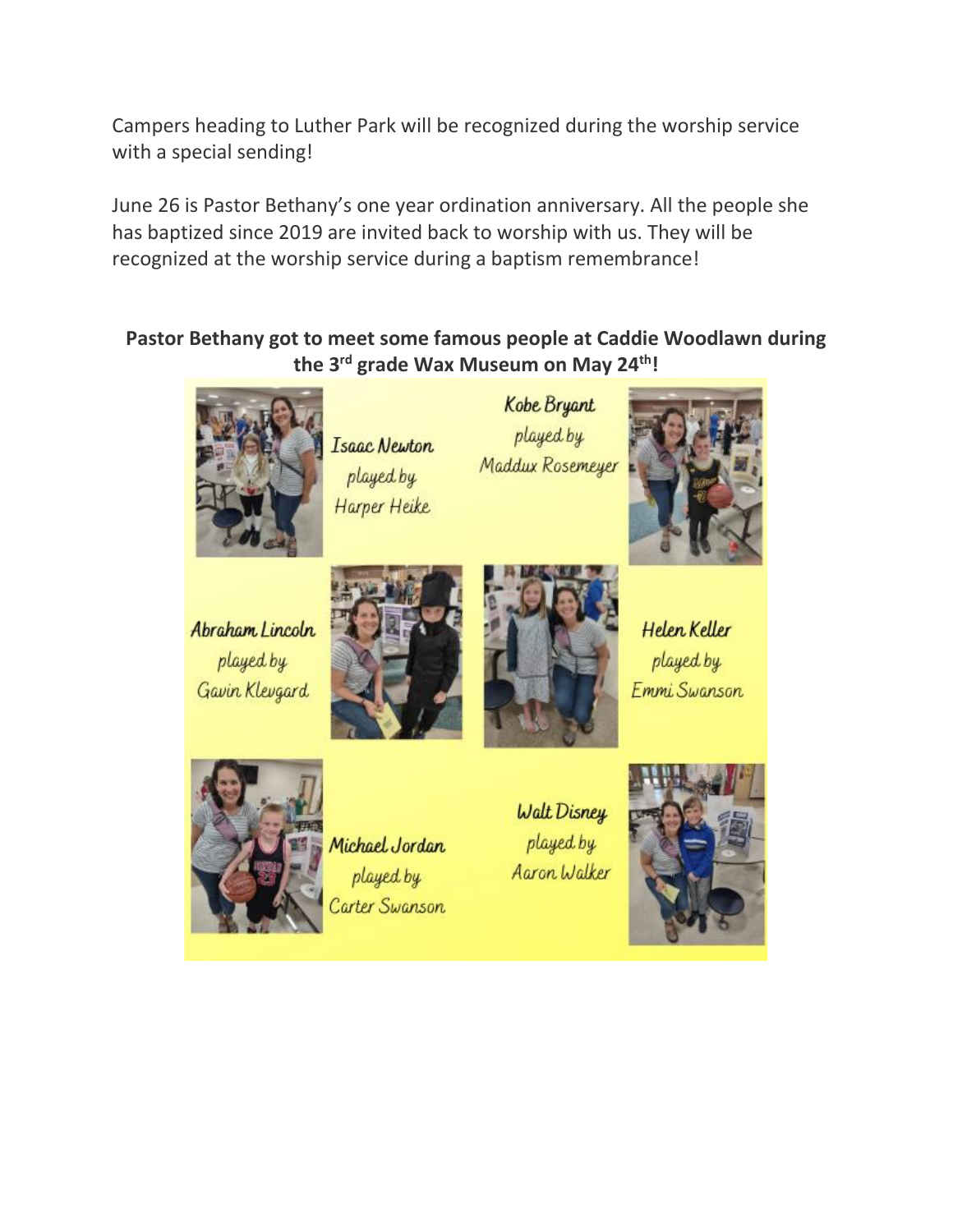Campers heading to Luther Park will be recognized during the worship service with a special sending!

June 26 is Pastor Bethany's one year ordination anniversary. All the people she has baptized since 2019 are invited back to worship with us. They will be recognized at the worship service during a baptism remembrance!

**Pastor Bethany got to meet some famous people at Caddie Woodlawn during the 3rd grade Wax Museum on May 24th!**

Isaac Newton played by Harper Heike

Kobe Bryant played by Maddux Rosemeyer

Abraham Lincoln played by Gavin Klevgard

Helen Keller played by Emmi Swanson

Michael Jordan played by Carter Swanson

Walt Disney played by Aaron Walker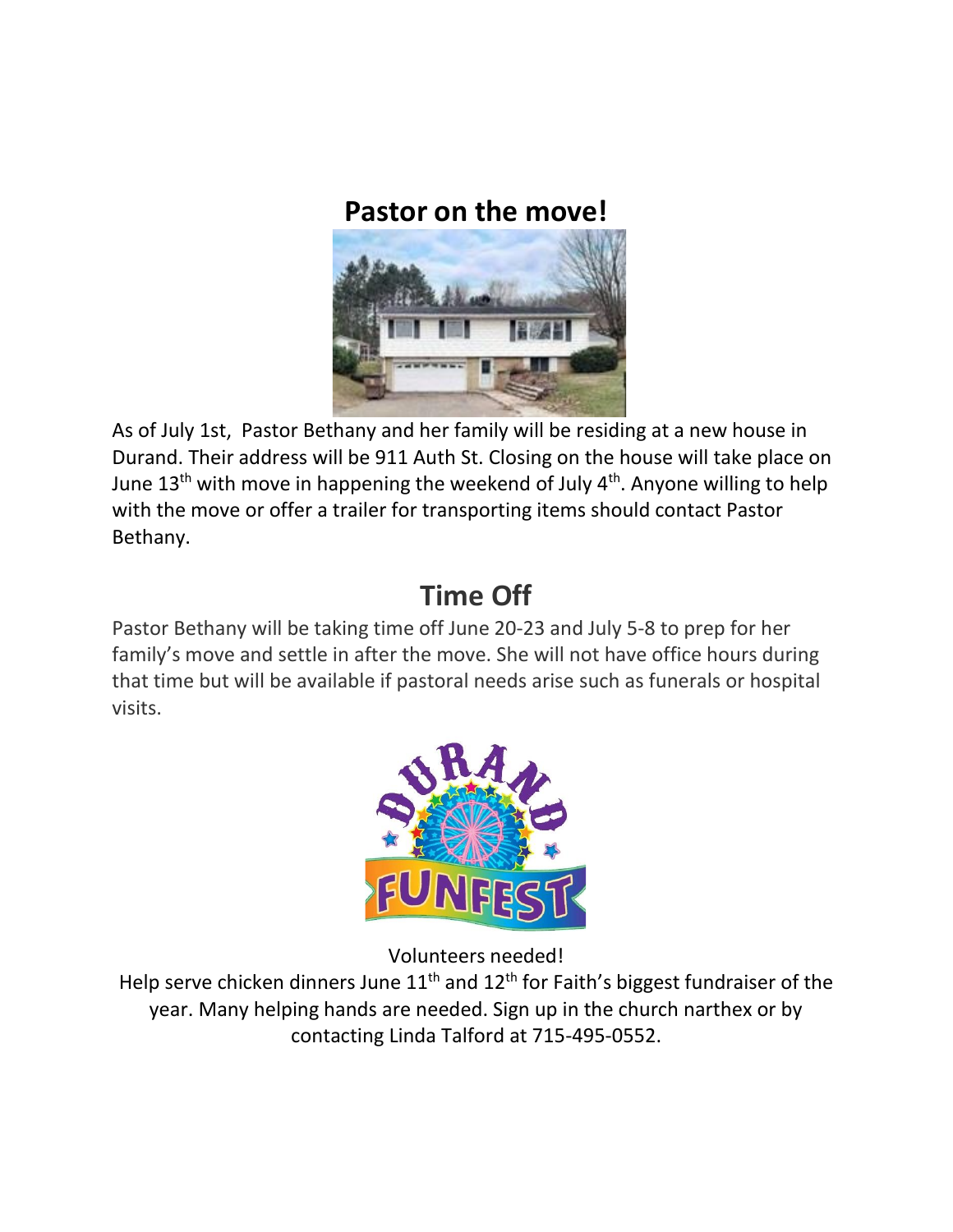## Pastor on the move!

As of July 1st, Pastor Bethany and her family will be residing at a new house in Durand. Their address will be 911 Auth St. Closing on the house will take place on June 13th with move in happening the weekend of July 4th. Anyone willing to help with the move or offer a trailer for transporting items should contact Pastor Bethany.

## Time Off

Pastor Bethany will be taking time off June 20-23 and July 5-8 to prep for her family's move and settle in after the move. She will not have office hours during that time but will be available if pastoral needs arise such as funerals or hospital visits.

Volunteers needed!

Help serve chicken dinners June 11th and 12th for Faith's biggest fundraiser of the year. Many helping hands are needed. Sign up in the church narthex or by contacting Linda Talford at 715-495-0552.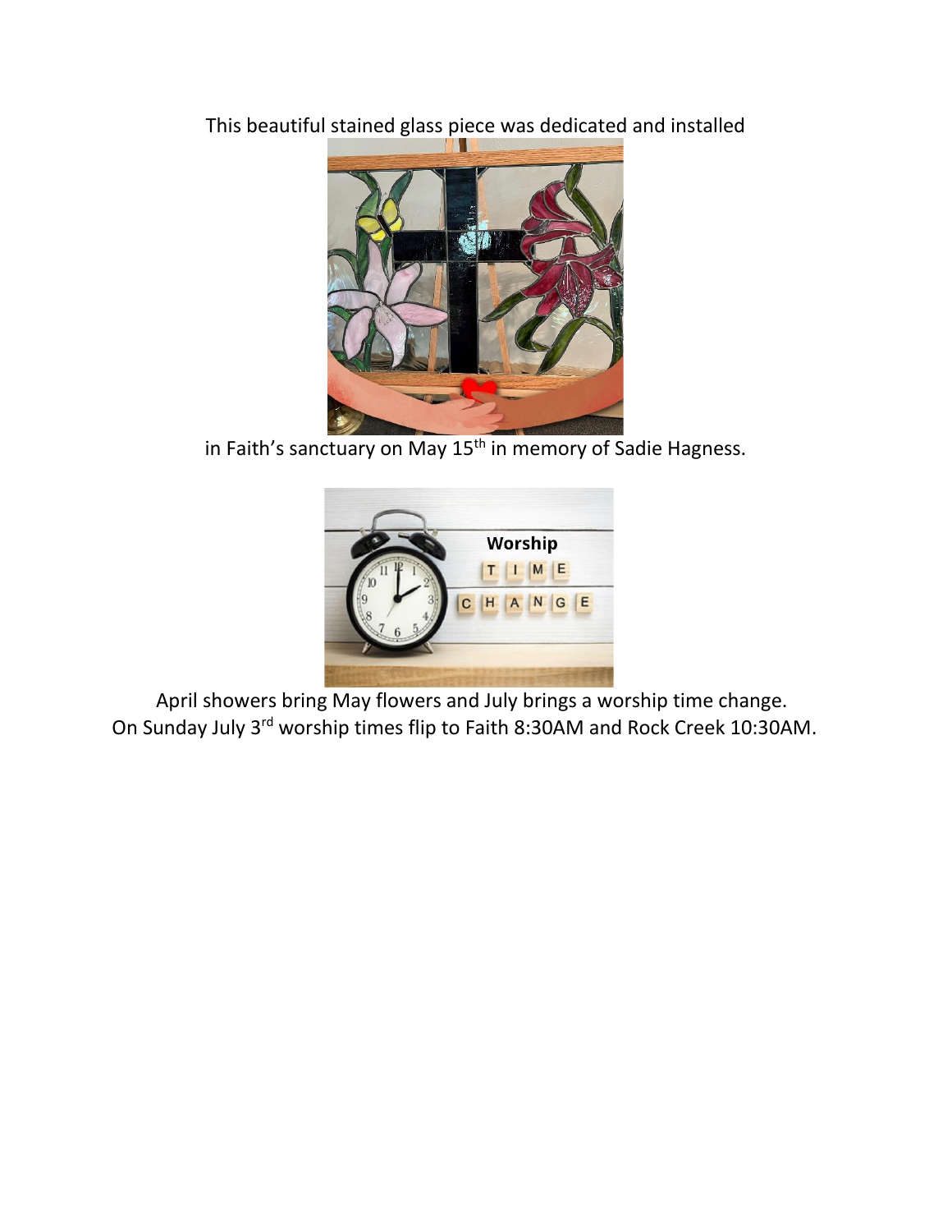This beautiful stained glass piece was dedicated and installed

in Faith's sanctuary on May 15th in memory of Sadie Hagness.

April showers bring May flowers and July brings a worship time change.
On Sunday July 3rd worship times flip to Faith 8:30AM and Rock Creek 10:30AM.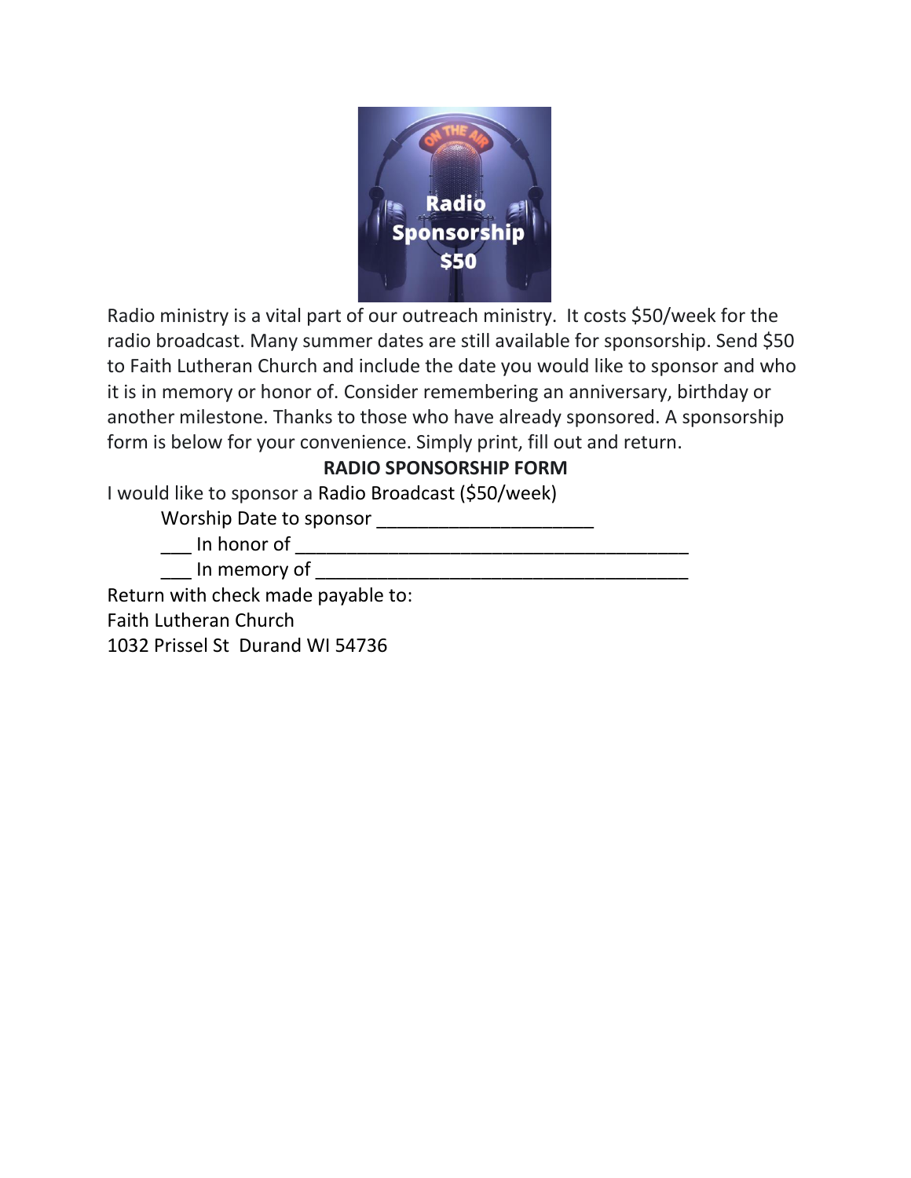Radio ministry is a vital part of our outreach ministry. It costs $50/week for the radio broadcast. Many summer dates are still available for sponsorship. Send $50 to Faith Lutheran Church and include the date you would like to sponsor and who it is in memory or honor of. Consider remembering an anniversary, birthday or another milestone. Thanks to those who have already sponsored. A sponsorship form is below for your convenience. Simply print, fill out and return.

**RADIO SPONSORSHIP FORM**

I would like to sponsor a Radio Broadcast ($50/week)

Worship Date to sponsor _____________________

___ In honor of ______________________________________

___ In memory of ____________________________________

Return with check made payable to:
Faith Lutheran Church
1032 Prissel St Durand WI 54736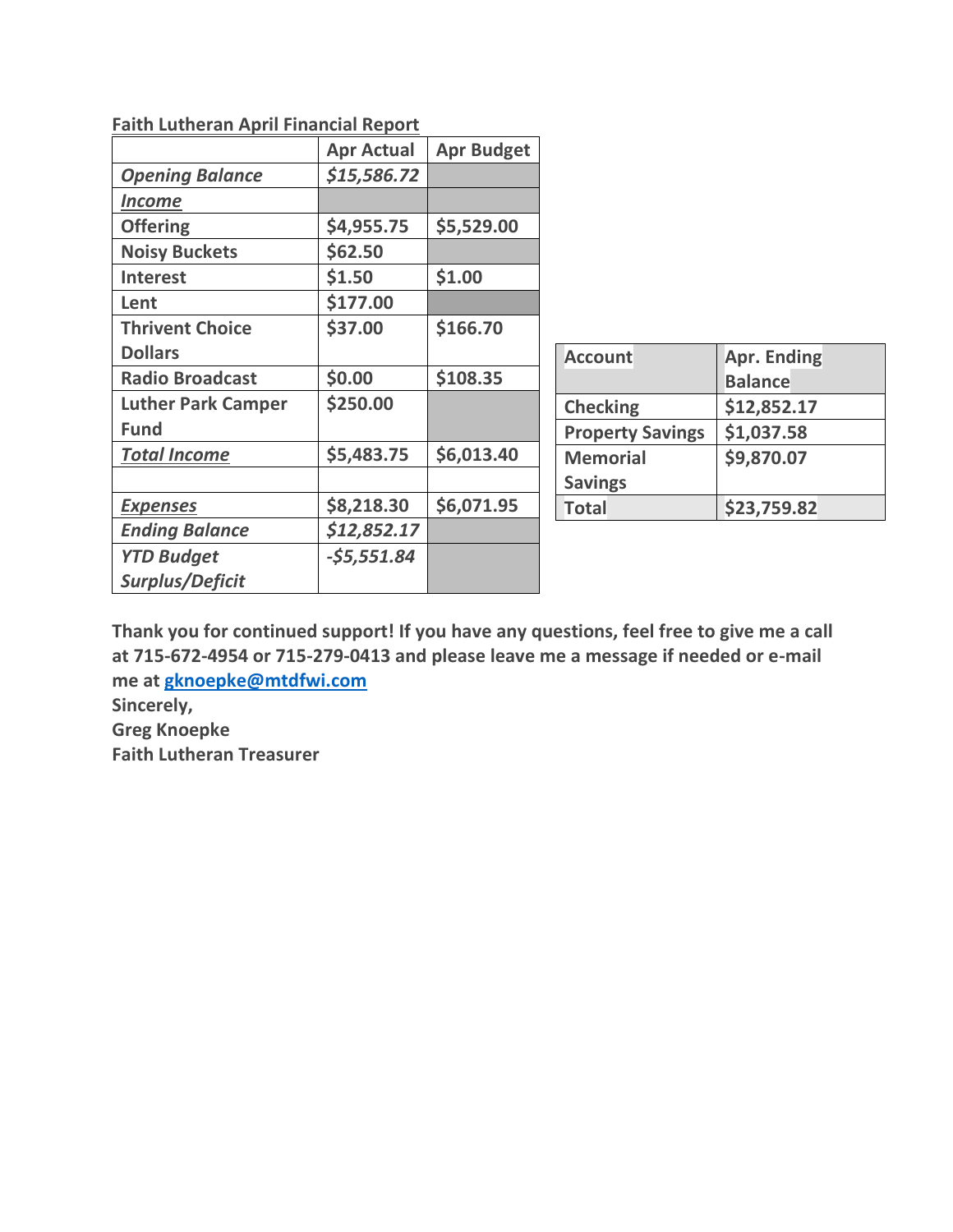<u>**Faith Lutheran April Financial Report**</u>

| | Apr Actual | Apr Budget |
|---|---|---|
| ***Opening Balance*** | ***$15,586.72*** | |
| ***<u>Income</u>*** | | |
| **Offering** | **$4,955.75** | **$5,529.00** |
| **Noisy Buckets** | **$62.50** | |
| **Interest** | **$1.50** | **$1.00** |
| **Lent** | **$177.00** | |
| **Thrivent Choice Dollars** | **$37.00** | **$166.70** |
| **Radio Broadcast** | **$0.00** | **$108.35** |
| **Luther Park Camper Fund** | **$250.00** | |
| ***<u>Total Income</u>*** | **$5,483.75** | **$6,013.40** |
| | | |
| ***<u>Expenses</u>*** | **$8,218.30** | **$6,071.95** |
| ***Ending Balance*** | ***$12,852.17*** | |
| ***YTD Budget Surplus/Deficit*** | ***-$5,551.84*** | |

| Account | Apr. Ending Balance |
|---|---|
| **Checking** | **$12,852.17** |
| **Property Savings** | **$1,037.58** |
| **Memorial Savings** | **$9,870.07** |
| **Total** | **$23,759.82** |

**Thank you for continued support! If you have any questions, feel free to give me a call at 715-672-4954 or 715-279-0413 and please leave me a message if needed or e-mail me at gknoepke@mtdfwi.com**

**Sincerely,**

**Greg Knoepke**

**Faith Lutheran Treasurer**